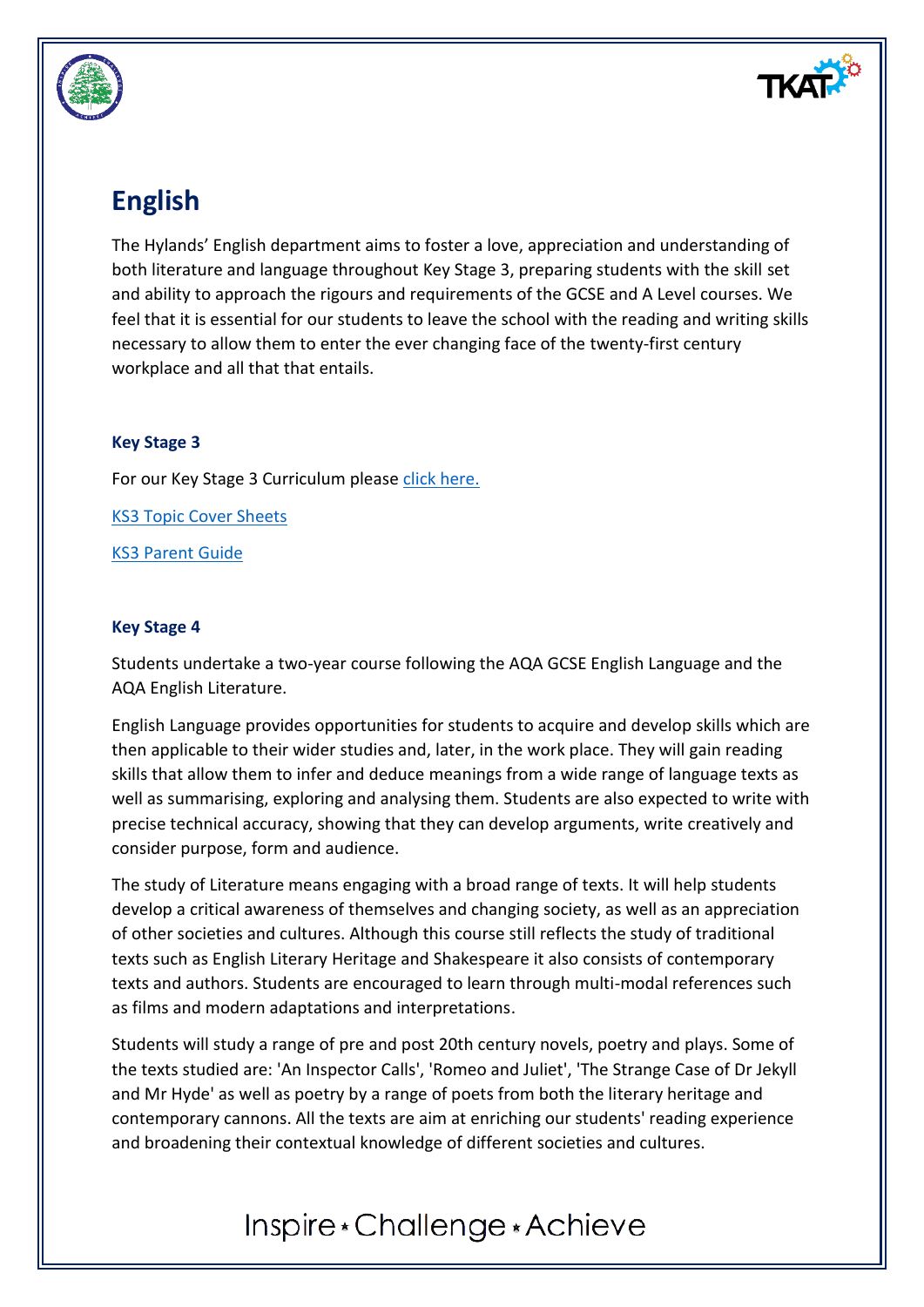# English

The Hylands' English department aims to foster a love, appreciation and understanding of both literature and language throughout Key Stage 3, preparing students with the skill set and ability to approach the rigours and requirements of the GCSE and A Level courses. We feel that it is essential for our students to leave the school with the reading and writing skills necessary to allow them to enter the ever changing face of the twenty-first century workplace and all that that entails.

### Key Stage 3

For our Key Stage 3 Curriculum please click here.

KS3 Topic Cover Sheets

KS3 Parent Guide

### Key Stage 4

Students undertake a two-year course following the AQA GCSE English Language and the AQA English Literature.

English Language provides opportunities for students to acquire and develop skills which are then applicable to their wider studies and, later, in the work place. They will gain reading skills that allow them to infer and deduce meanings from a wide range of language texts as well as summarising, exploring and analysing them. Students are also expected to write with precise technical accuracy, showing that they can develop arguments, write creatively and consider purpose, form and audience.

The study of Literature means engaging with a broad range of texts. It will help students develop a critical awareness of themselves and changing society, as well as an appreciation of other societies and cultures. Although this course still reflects the study of traditional texts such as English Literary Heritage and Shakespeare it also consists of contemporary texts and authors. Students are encouraged to learn through multi-modal references such as films and modern adaptations and interpretations.

Students will study a range of pre and post 20th century novels, poetry and plays. Some of the texts studied are: 'An Inspector Calls', 'Romeo and Juliet', 'The Strange Case of Dr Jekyll and Mr Hyde' as well as poetry by a range of poets from both the literary heritage and contemporary cannons. All the texts are aim at enriching our students' reading experience and broadening their contextual knowledge of different societies and cultures.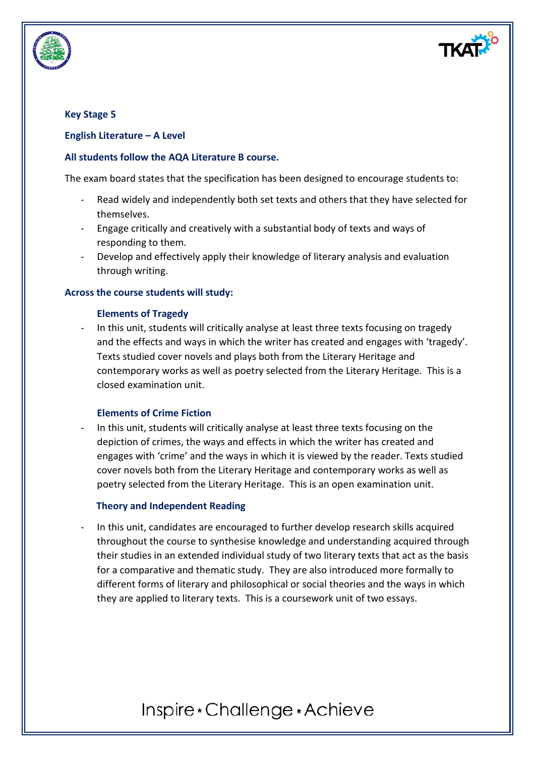**Key Stage 5**

**English Literature – A Level**

**All students follow the AQA Literature B course.**

The exam board states that the specification has been designed to encourage students to:

- Read widely and independently both set texts and others that they have selected for themselves.
- Engage critically and creatively with a substantial body of texts and ways of responding to them.
- Develop and effectively apply their knowledge of literary analysis and evaluation through writing.

**Across the course students will study:**

**Elements of Tragedy**

- In this unit, students will critically analyse at least three texts focusing on tragedy and the effects and ways in which the writer has created and engages with 'tragedy'. Texts studied cover novels and plays both from the Literary Heritage and contemporary works as well as poetry selected from the Literary Heritage. This is a closed examination unit.

**Elements of Crime Fiction**

- In this unit, students will critically analyse at least three texts focusing on the depiction of crimes, the ways and effects in which the writer has created and engages with 'crime' and the ways in which it is viewed by the reader. Texts studied cover novels both from the Literary Heritage and contemporary works as well as poetry selected from the Literary Heritage. This is an open examination unit.

**Theory and Independent Reading**

- In this unit, candidates are encouraged to further develop research skills acquired throughout the course to synthesise knowledge and understanding acquired through their studies in an extended individual study of two literary texts that act as the basis for a comparative and thematic study. They are also introduced more formally to different forms of literary and philosophical or social theories and the ways in which they are applied to literary texts. This is a coursework unit of two essays.

Inspire • Challenge • Achieve